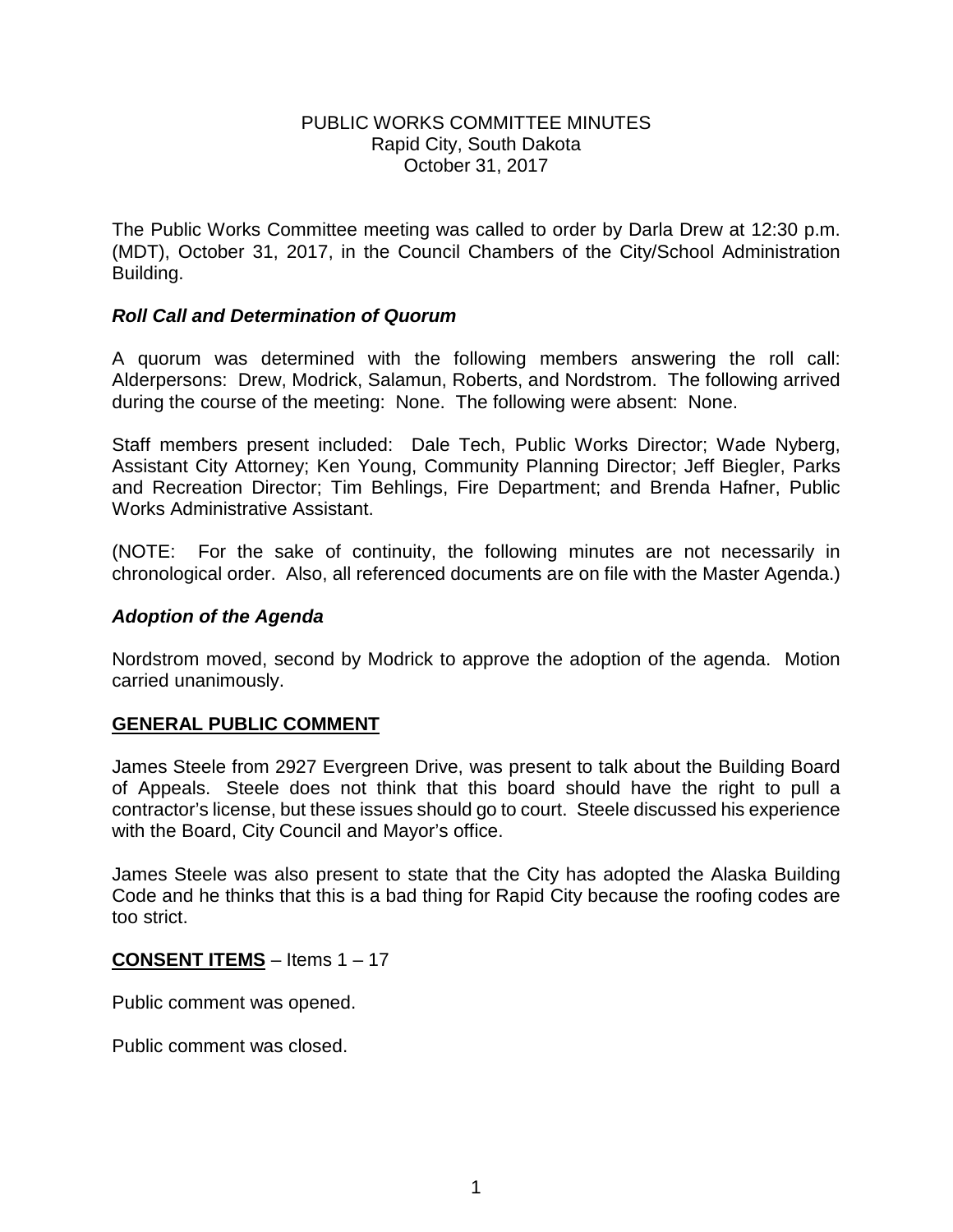# PUBLIC WORKS COMMITTEE MINUTES
Rapid City, South Dakota
October 31, 2017

The Public Works Committee meeting was called to order by Darla Drew at 12:30 p.m. (MDT), October 31, 2017, in the Council Chambers of the City/School Administration Building.

### *Roll Call and Determination of Quorum*

A quorum was determined with the following members answering the roll call: Alderpersons: Drew, Modrick, Salamun, Roberts, and Nordstrom. The following arrived during the course of the meeting: None. The following were absent: None.

Staff members present included: Dale Tech, Public Works Director; Wade Nyberg, Assistant City Attorney; Ken Young, Community Planning Director; Jeff Biegler, Parks and Recreation Director; Tim Behlings, Fire Department; and Brenda Hafner, Public Works Administrative Assistant.

(NOTE: For the sake of continuity, the following minutes are not necessarily in chronological order. Also, all referenced documents are on file with the Master Agenda.)

### *Adoption of the Agenda*

Nordstrom moved, second by Modrick to approve the adoption of the agenda. Motion carried unanimously.

## GENERAL PUBLIC COMMENT

James Steele from 2927 Evergreen Drive, was present to talk about the Building Board of Appeals. Steele does not think that this board should have the right to pull a contractor's license, but these issues should go to court. Steele discussed his experience with the Board, City Council and Mayor's office.

James Steele was also present to state that the City has adopted the Alaska Building Code and he thinks that this is a bad thing for Rapid City because the roofing codes are too strict.

**CONSENT ITEMS** – Items 1 – 17

Public comment was opened.

Public comment was closed.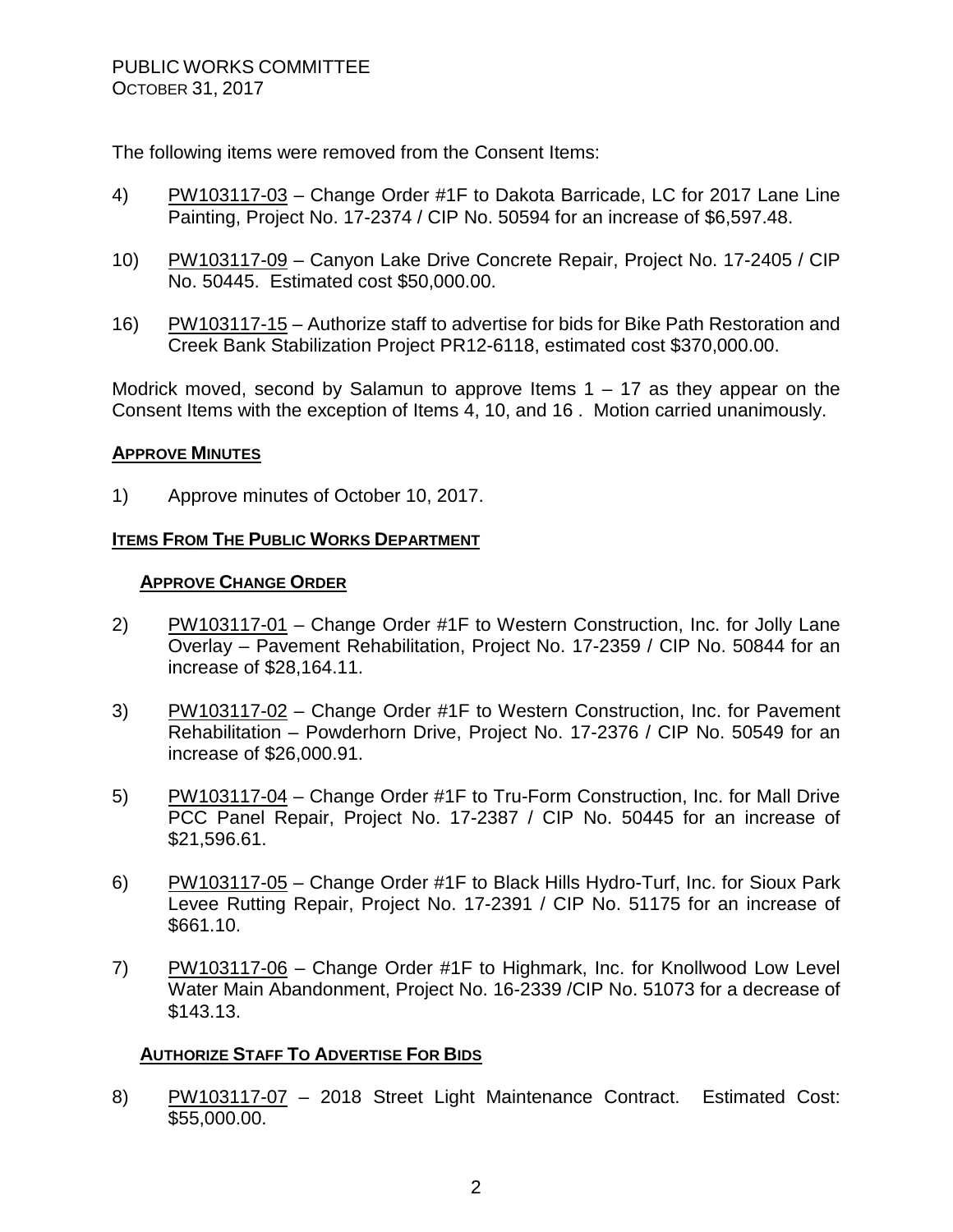The following items were removed from the Consent Items:

4) PW103117-03 – Change Order #1F to Dakota Barricade, LC for 2017 Lane Line Painting, Project No. 17-2374 / CIP No. 50594 for an increase of $6,597.48.

10) PW103117-09 – Canyon Lake Drive Concrete Repair, Project No. 17-2405 / CIP No. 50445. Estimated cost $50,000.00.

16) PW103117-15 – Authorize staff to advertise for bids for Bike Path Restoration and Creek Bank Stabilization Project PR12-6118, estimated cost $370,000.00.

Modrick moved, second by Salamun to approve Items 1 – 17 as they appear on the Consent Items with the exception of Items 4, 10, and 16 . Motion carried unanimously.

**APPROVE MINUTES**

1) Approve minutes of October 10, 2017.

**ITEMS FROM THE PUBLIC WORKS DEPARTMENT**

**APPROVE CHANGE ORDER**

2) PW103117-01 – Change Order #1F to Western Construction, Inc. for Jolly Lane Overlay – Pavement Rehabilitation, Project No. 17-2359 / CIP No. 50844 for an increase of $28,164.11.

3) PW103117-02 – Change Order #1F to Western Construction, Inc. for Pavement Rehabilitation – Powderhorn Drive, Project No. 17-2376 / CIP No. 50549 for an increase of $26,000.91.

5) PW103117-04 – Change Order #1F to Tru-Form Construction, Inc. for Mall Drive PCC Panel Repair, Project No. 17-2387 / CIP No. 50445 for an increase of $21,596.61.

6) PW103117-05 – Change Order #1F to Black Hills Hydro-Turf, Inc. for Sioux Park Levee Rutting Repair, Project No. 17-2391 / CIP No. 51175 for an increase of $661.10.

7) PW103117-06 – Change Order #1F to Highmark, Inc. for Knollwood Low Level Water Main Abandonment, Project No. 16-2339 /CIP No. 51073 for a decrease of $143.13.

**AUTHORIZE STAFF TO ADVERTISE FOR BIDS**

8) PW103117-07 – 2018 Street Light Maintenance Contract. Estimated Cost: $55,000.00.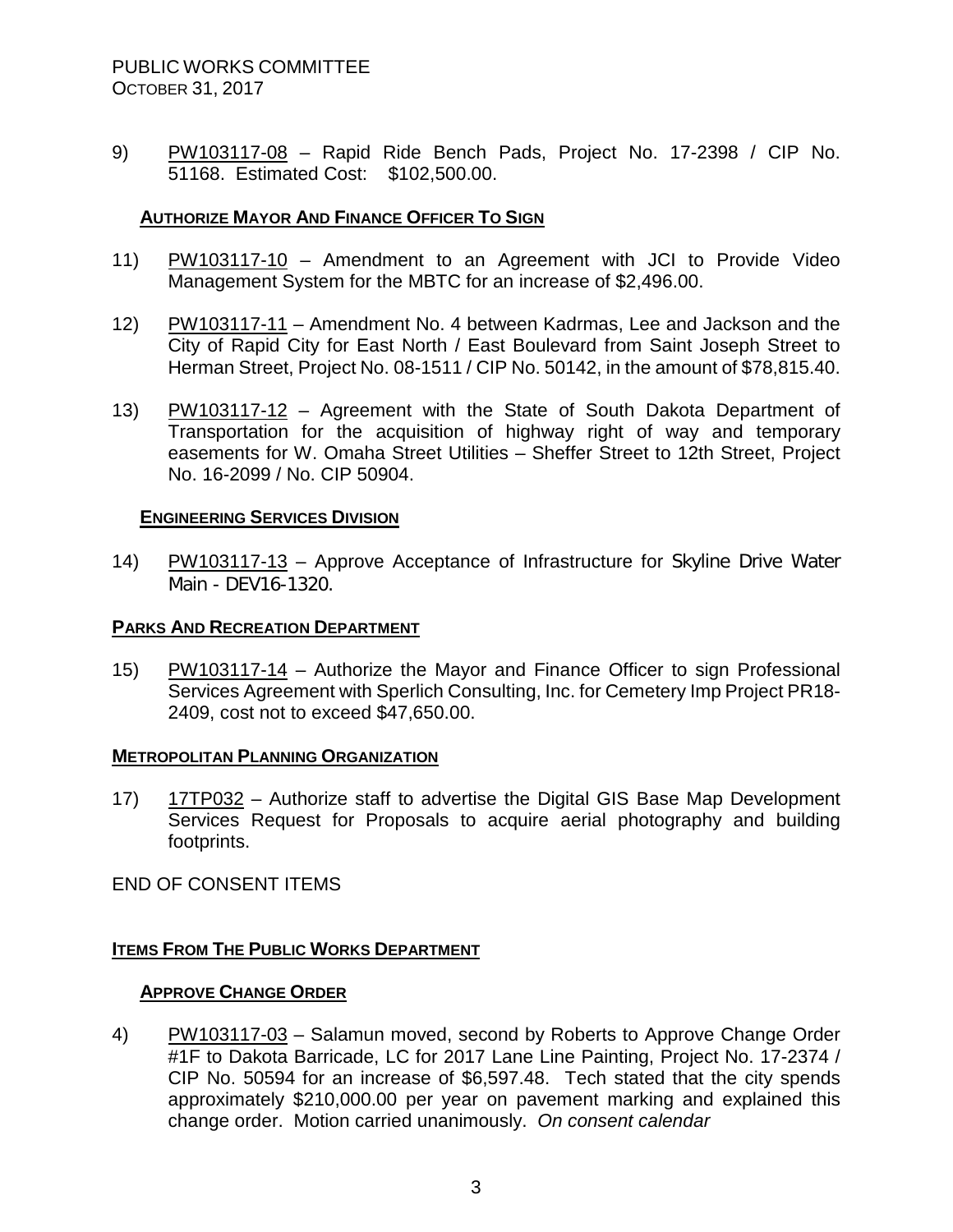9) PW103117-08 – Rapid Ride Bench Pads, Project No. 17-2398 / CIP No. 51168. Estimated Cost: $102,500.00.

**AUTHORIZE MAYOR AND FINANCE OFFICER TO SIGN**

11) PW103117-10 – Amendment to an Agreement with JCI to Provide Video Management System for the MBTC for an increase of $2,496.00.

12) PW103117-11 – Amendment No. 4 between Kadrmas, Lee and Jackson and the City of Rapid City for East North / East Boulevard from Saint Joseph Street to Herman Street, Project No. 08-1511 / CIP No. 50142, in the amount of $78,815.40.

13) PW103117-12 – Agreement with the State of South Dakota Department of Transportation for the acquisition of highway right of way and temporary easements for W. Omaha Street Utilities – Sheffer Street to 12th Street, Project No. 16-2099 / No. CIP 50904.

**ENGINEERING SERVICES DIVISION**

14) PW103117-13 – Approve Acceptance of Infrastructure for Skyline Drive Water Main - DEV16-1320.

**PARKS AND RECREATION DEPARTMENT**

15) PW103117-14 – Authorize the Mayor and Finance Officer to sign Professional Services Agreement with Sperlich Consulting, Inc. for Cemetery Imp Project PR18-2409, cost not to exceed $47,650.00.

**METROPOLITAN PLANNING ORGANIZATION**

17) 17TP032 – Authorize staff to advertise the Digital GIS Base Map Development Services Request for Proposals to acquire aerial photography and building footprints.

END OF CONSENT ITEMS

**ITEMS FROM THE PUBLIC WORKS DEPARTMENT**

**APPROVE CHANGE ORDER**

4) PW103117-03 – Salamun moved, second by Roberts to Approve Change Order #1F to Dakota Barricade, LC for 2017 Lane Line Painting, Project No. 17-2374 / CIP No. 50594 for an increase of $6,597.48. Tech stated that the city spends approximately $210,000.00 per year on pavement marking and explained this change order. Motion carried unanimously. *On consent calendar*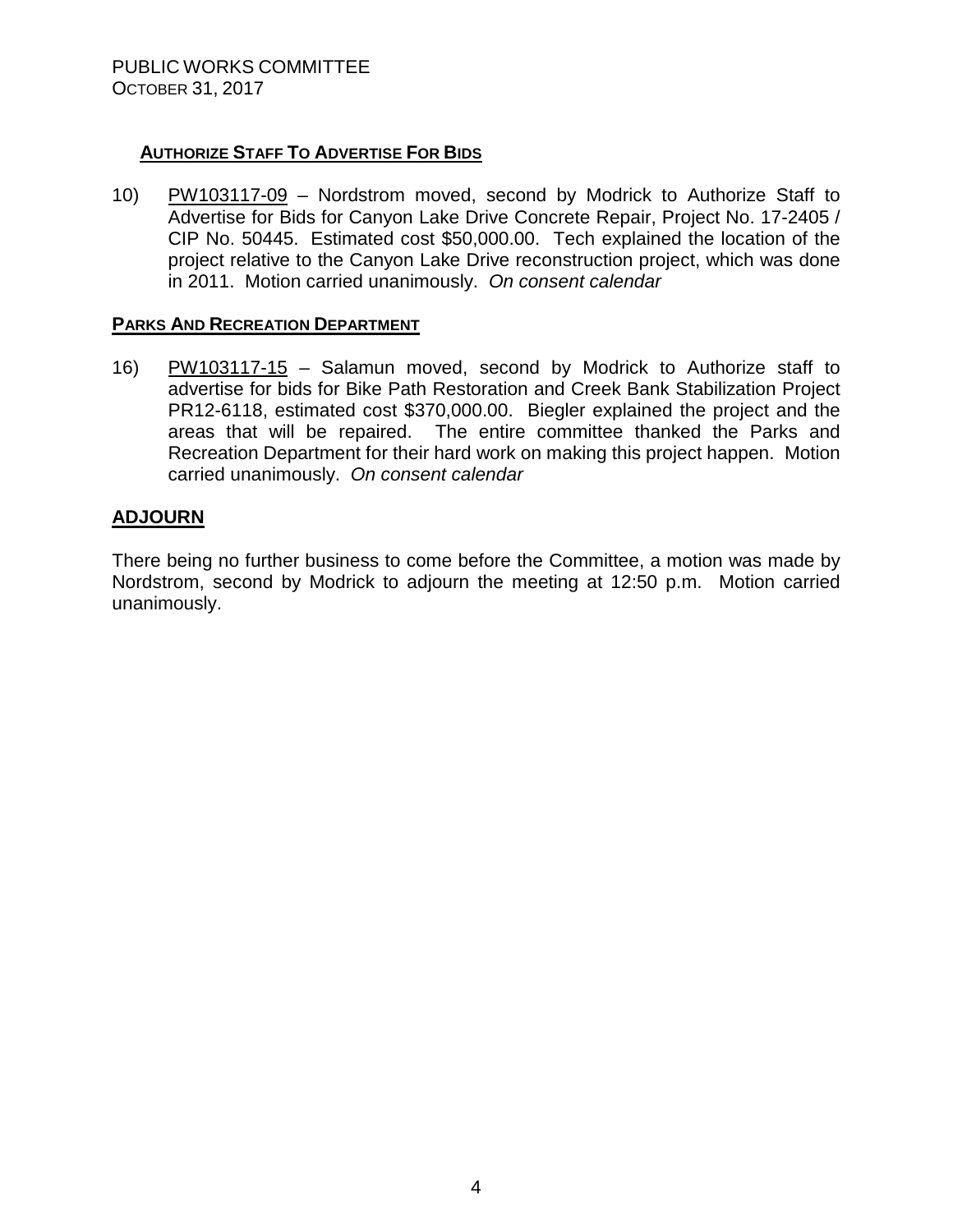#### AUTHORIZE STAFF TO ADVERTISE FOR BIDS

10) PW103117-09 – Nordstrom moved, second by Modrick to Authorize Staff to Advertise for Bids for Canyon Lake Drive Concrete Repair, Project No. 17-2405 / CIP No. 50445. Estimated cost $50,000.00. Tech explained the location of the project relative to the Canyon Lake Drive reconstruction project, which was done in 2011. Motion carried unanimously. *On consent calendar*

#### PARKS AND RECREATION DEPARTMENT

16) PW103117-15 – Salamun moved, second by Modrick to Authorize staff to advertise for bids for Bike Path Restoration and Creek Bank Stabilization Project PR12-6118, estimated cost $370,000.00. Biegler explained the project and the areas that will be repaired. The entire committee thanked the Parks and Recreation Department for their hard work on making this project happen. Motion carried unanimously. *On consent calendar*

## ADJOURN

There being no further business to come before the Committee, a motion was made by Nordstrom, second by Modrick to adjourn the meeting at 12:50 p.m. Motion carried unanimously.